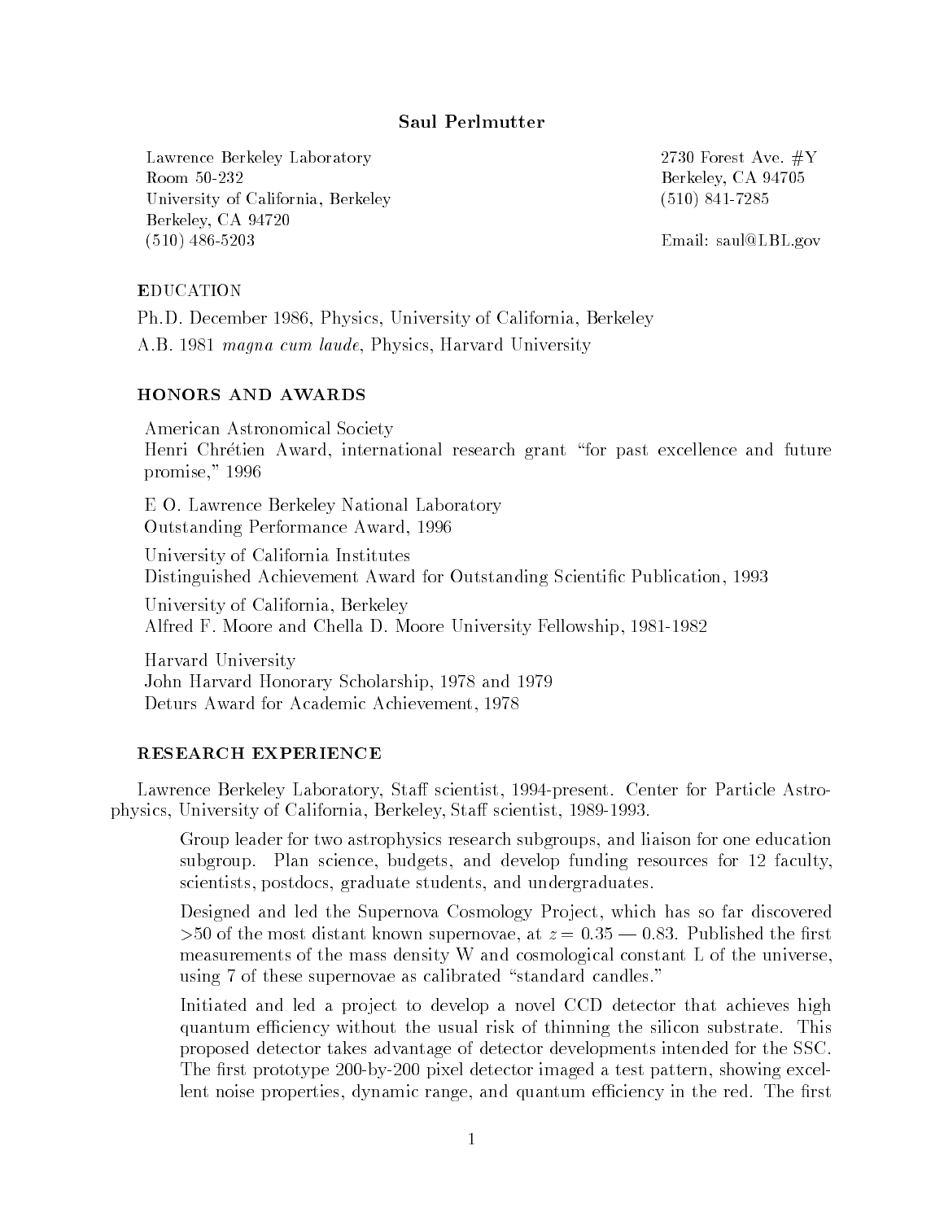# Saul Perlmutter

Lawrence Berkeley Laboratory
Room 50-232
University of California, Berkeley
Berkeley, CA 94720
(510) 486-5203

2730 Forest Ave. #Y
Berkeley, CA 94705
(510) 841-7285

Email: saul@LBL.gov

## EDUCATION

Ph.D. December 1986, Physics, University of California, Berkeley

A.B. 1981 *magna cum laude*, Physics, Harvard University

## HONORS AND AWARDS

American Astronomical Society
Henri Chrétien Award, international research grant "for past excellence and future promise," 1996

E O. Lawrence Berkeley National Laboratory
Outstanding Performance Award, 1996

University of California Institutes
Distinguished Achievement Award for Outstanding Scientific Publication, 1993

University of California, Berkeley
Alfred F. Moore and Chella D. Moore University Fellowship, 1981-1982

Harvard University
John Harvard Honorary Scholarship, 1978 and 1979
Deturs Award for Academic Achievement, 1978

## RESEARCH EXPERIENCE

Lawrence Berkeley Laboratory, Staff scientist, 1994-present. Center for Particle Astrophysics, University of California, Berkeley, Staff scientist, 1989-1993.

Group leader for two astrophysics research subgroups, and liaison for one education subgroup. Plan science, budgets, and develop funding resources for 12 faculty, scientists, postdocs, graduate students, and undergraduates.

Designed and led the Supernova Cosmology Project, which has so far discovered >50 of the most distant known supernovae, at $z = 0.35$ — $0.83$. Published the first measurements of the mass density W and cosmological constant L of the universe, using 7 of these supernovae as calibrated "standard candles."

Initiated and led a project to develop a novel CCD detector that achieves high quantum efficiency without the usual risk of thinning the silicon substrate. This proposed detector takes advantage of detector developments intended for the SSC. The first prototype 200-by-200 pixel detector imaged a test pattern, showing excellent noise properties, dynamic range, and quantum efficiency in the red. The first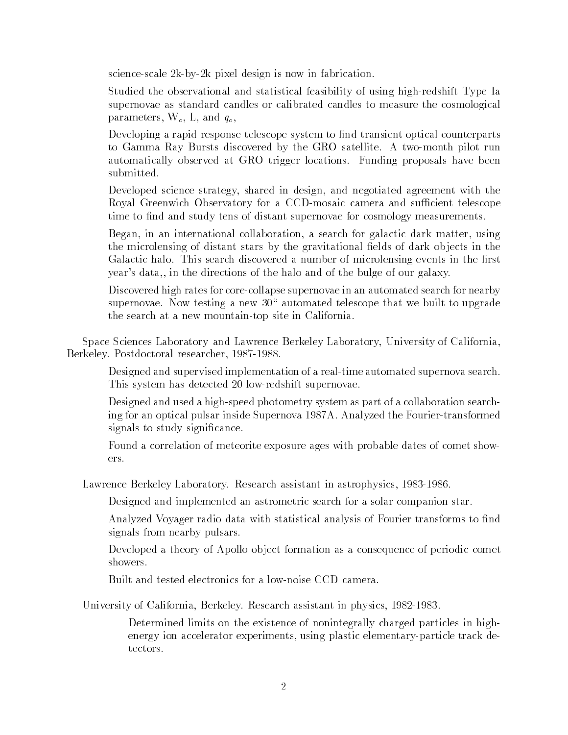science-scale 2k-by-2k pixel design is now in fabrication.

Studied the observational and statistical feasibility of using high-redshift Type Ia supernovae as standard candles or calibrated candles to measure the cosmological parameters, $W_o$, L, and $q_o$,

Developing a rapid-response telescope system to find transient optical counterparts to Gamma Ray Bursts discovered by the GRO satellite. A two-month pilot run automatically observed at GRO trigger locations. Funding proposals have been submitted.

Developed science strategy, shared in design, and negotiated agreement with the Royal Greenwich Observatory for a CCD-mosaic camera and sufficient telescope time to find and study tens of distant supernovae for cosmology measurements.

Began, in an international collaboration, a search for galactic dark matter, using the microlensing of distant stars by the gravitational fields of dark objects in the Galactic halo. This search discovered a number of microlensing events in the first year's data,, in the directions of the halo and of the bulge of our galaxy.

Discovered high rates for core-collapse supernovae in an automated search for nearby supernovae. Now testing a new 30" automated telescope that we built to upgrade the search at a new mountain-top site in California.

Space Sciences Laboratory and Lawrence Berkeley Laboratory, University of California, Berkeley. Postdoctoral researcher, 1987-1988.

Designed and supervised implementation of a real-time automated supernova search. This system has detected 20 low-redshift supernovae.

Designed and used a high-speed photometry system as part of a collaboration searching for an optical pulsar inside Supernova 1987A. Analyzed the Fourier-transformed signals to study significance.

Found a correlation of meteorite exposure ages with probable dates of comet showers.

Lawrence Berkeley Laboratory. Research assistant in astrophysics, 1983-1986.

Designed and implemented an astrometric search for a solar companion star.

Analyzed Voyager radio data with statistical analysis of Fourier transforms to find signals from nearby pulsars.

Developed a theory of Apollo object formation as a consequence of periodic comet showers.

Built and tested electronics for a low-noise CCD camera.

University of California, Berkeley. Research assistant in physics, 1982-1983.

Determined limits on the existence of nonintegrally charged particles in high-energy ion accelerator experiments, using plastic elementary-particle track detectors.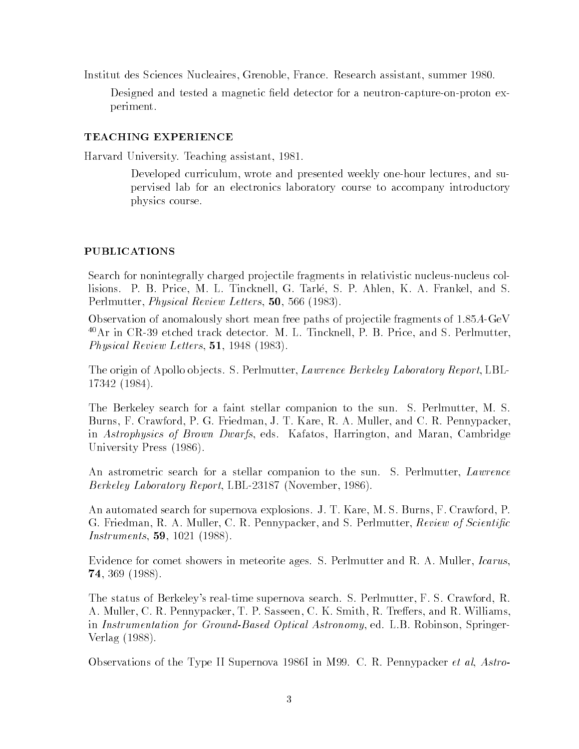Institut des Sciences Nucleaires, Grenoble, France. Research assistant, summer 1980.

Designed and tested a magnetic field detector for a neutron-capture-on-proton experiment.

### TEACHING EXPERIENCE

Harvard University. Teaching assistant, 1981.

Developed curriculum, wrote and presented weekly one-hour lectures, and supervised lab for an electronics laboratory course to accompany introductory physics course.

### PUBLICATIONS

Search for nonintegrally charged projectile fragments in relativistic nucleus-nucleus collisions. P. B. Price, M. L. Tincknell, G. Tarlé, S. P. Ahlen, K. A. Frankel, and S. Perlmutter, *Physical Review Letters*, **50**, 566 (1983).

Observation of anomalously short mean free paths of projectile fragments of 1.85$A$-GeV $^{40}$Ar in CR-39 etched track detector. M. L. Tincknell, P. B. Price, and S. Perlmutter, *Physical Review Letters*, **51**, 1948 (1983).

The origin of Apollo objects. S. Perlmutter, *Lawrence Berkeley Laboratory Report*, LBL-17342 (1984).

The Berkeley search for a faint stellar companion to the sun. S. Perlmutter, M. S. Burns, F. Crawford, P. G. Friedman, J. T. Kare, R. A. Muller, and C. R. Pennypacker, in *Astrophysics of Brown Dwarfs*, eds. Kafatos, Harrington, and Maran, Cambridge University Press (1986).

An astrometric search for a stellar companion to the sun. S. Perlmutter, *Lawrence Berkeley Laboratory Report*, LBL-23187 (November, 1986).

An automated search for supernova explosions. J. T. Kare, M. S. Burns, F. Crawford, P. G. Friedman, R. A. Muller, C. R. Pennypacker, and S. Perlmutter, *Review of Scientific Instruments*, **59**, 1021 (1988).

Evidence for comet showers in meteorite ages. S. Perlmutter and R. A. Muller, *Icarus*, **74**, 369 (1988).

The status of Berkeley's real-time supernova search. S. Perlmutter, F. S. Crawford, R. A. Muller, C. R. Pennypacker, T. P. Sasseen, C. K. Smith, R. Treffers, and R. Williams, in *Instrumentation for Ground-Based Optical Astronomy*, ed. L.B. Robinson, Springer-Verlag (1988).

Observations of the Type II Supernova 1986I in M99. C. R. Pennypacker *et al*, *Astro-*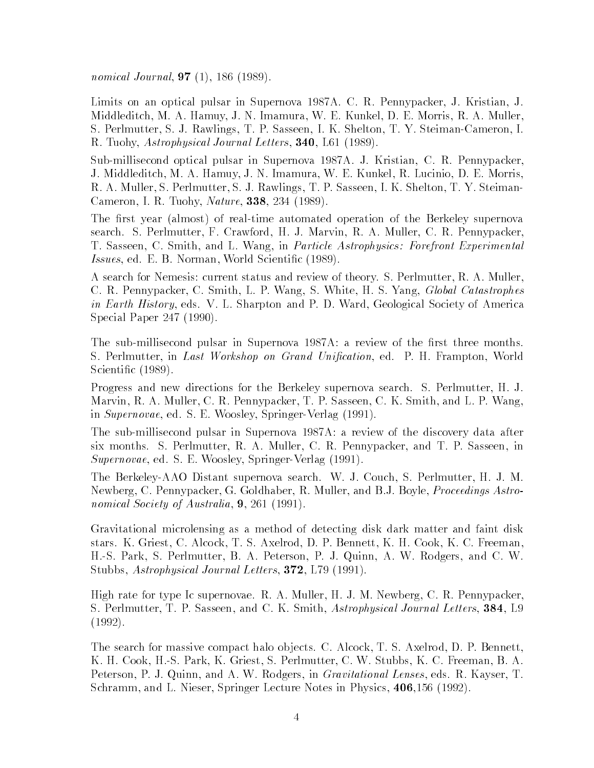*nomical Journal*, **97** (1), 186 (1989).

Limits on an optical pulsar in Supernova 1987A. C. R. Pennypacker, J. Kristian, J. Middleditch, M. A. Hamuy, J. N. Imamura, W. E. Kunkel, D. E. Morris, R. A. Muller, S. Perlmutter, S. J. Rawlings, T. P. Sasseen, I. K. Shelton, T. Y. Steiman-Cameron, I. R. Tuohy, *Astrophysical Journal Letters*, **340**, L61 (1989).

Sub-millisecond optical pulsar in Supernova 1987A. J. Kristian, C. R. Pennypacker, J. Middleditch, M. A. Hamuy, J. N. Imamura, W. E. Kunkel, R. Lucinio, D. E. Morris, R. A. Muller, S. Perlmutter, S. J. Rawlings, T. P. Sasseen, I. K. Shelton, T. Y. Steiman-Cameron, I. R. Tuohy, *Nature*, **338**, 234 (1989).

The first year (almost) of real-time automated operation of the Berkeley supernova search. S. Perlmutter, F. Crawford, H. J. Marvin, R. A. Muller, C. R. Pennypacker, T. Sasseen, C. Smith, and L. Wang, in *Particle Astrophysics: Forefront Experimental Issues*, ed. E. B. Norman, World Scientific (1989).

A search for Nemesis: current status and review of theory. S. Perlmutter, R. A. Muller, C. R. Pennypacker, C. Smith, L. P. Wang, S. White, H. S. Yang, *Global Catastrophes in Earth History*, eds. V. L. Sharpton and P. D. Ward, Geological Society of America Special Paper 247 (1990).

The sub-millisecond pulsar in Supernova 1987A: a review of the first three months. S. Perlmutter, in *Last Workshop on Grand Unification*, ed. P. H. Frampton, World Scientific (1989).

Progress and new directions for the Berkeley supernova search. S. Perlmutter, H. J. Marvin, R. A. Muller, C. R. Pennypacker, T. P. Sasseen, C. K. Smith, and L. P. Wang, in *Supernovae*, ed. S. E. Woosley, Springer-Verlag (1991).

The sub-millisecond pulsar in Supernova 1987A: a review of the discovery data after six months. S. Perlmutter, R. A. Muller, C. R. Pennypacker, and T. P. Sasseen, in *Supernovae*, ed. S. E. Woosley, Springer-Verlag (1991).

The Berkeley-AAO Distant supernova search. W. J. Couch, S. Perlmutter, H. J. M. Newberg, C. Pennypacker, G. Goldhaber, R. Muller, and B.J. Boyle, *Proceedings Astronomical Society of Australia*, **9**, 261 (1991).

Gravitational microlensing as a method of detecting disk dark matter and faint disk stars. K. Griest, C. Alcock, T. S. Axelrod, D. P. Bennett, K. H. Cook, K. C. Freeman, H.-S. Park, S. Perlmutter, B. A. Peterson, P. J. Quinn, A. W. Rodgers, and C. W. Stubbs, *Astrophysical Journal Letters*, **372**, L79 (1991).

High rate for type Ic supernovae. R. A. Muller, H. J. M. Newberg, C. R. Pennypacker, S. Perlmutter, T. P. Sasseen, and C. K. Smith, *Astrophysical Journal Letters*, **384**, L9 (1992).

The search for massive compact halo objects. C. Alcock, T. S. Axelrod, D. P. Bennett, K. H. Cook, H.-S. Park, K. Griest, S. Perlmutter, C. W. Stubbs, K. C. Freeman, B. A. Peterson, P. J. Quinn, and A. W. Rodgers, in *Gravitational Lenses*, eds. R. Kayser, T. Schramm, and L. Nieser, Springer Lecture Notes in Physics, **406**,156 (1992).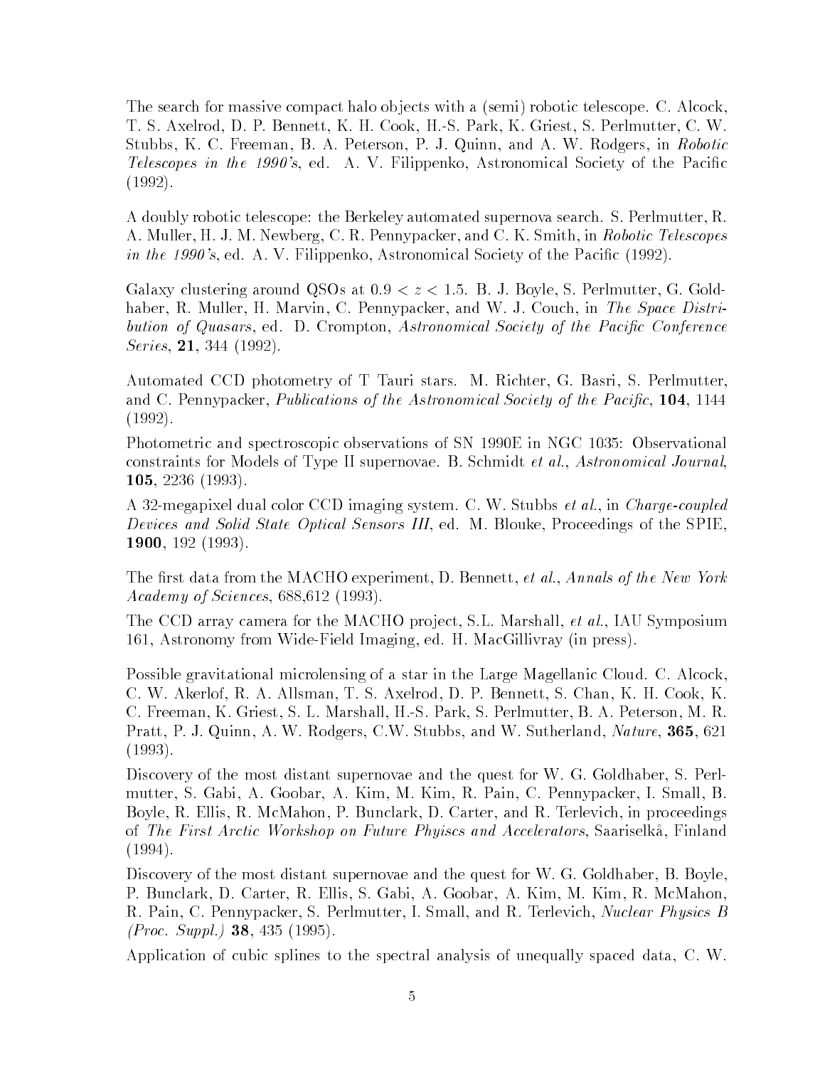The search for massive compact halo objects with a (semi) robotic telescope. C. Alcock, T. S. Axelrod, D. P. Bennett, K. H. Cook, H.-S. Park, K. Griest, S. Perlmutter, C. W. Stubbs, K. C. Freeman, B. A. Peterson, P. J. Quinn, and A. W. Rodgers, in *Robotic Telescopes in the 1990's*, ed. A. V. Filippenko, Astronomical Society of the Pacific (1992).

A doubly robotic telescope: the Berkeley automated supernova search. S. Perlmutter, R. A. Muller, H. J. M. Newberg, C. R. Pennypacker, and C. K. Smith, in *Robotic Telescopes in the 1990's*, ed. A. V. Filippenko, Astronomical Society of the Pacific (1992).

Galaxy clustering around QSOs at $0.9 < z < 1.5$. B. J. Boyle, S. Perlmutter, G. Goldhaber, R. Muller, H. Marvin, C. Pennypacker, and W. J. Couch, in *The Space Distribution of Quasars*, ed. D. Crompton, *Astronomical Society of the Pacific Conference Series*, **21**, 344 (1992).

Automated CCD photometry of T Tauri stars. M. Richter, G. Basri, S. Perlmutter, and C. Pennypacker, *Publications of the Astronomical Society of the Pacific*, **104**, 1144 (1992).

Photometric and spectroscopic observations of SN 1990E in NGC 1035: Observational constraints for Models of Type II supernovae. B. Schmidt *et al.*, *Astronomical Journal*, **105**, 2236 (1993).

A 32-megapixel dual color CCD imaging system. C. W. Stubbs *et al.*, in *Charge-coupled Devices and Solid State Optical Sensors III*, ed. M. Blouke, Proceedings of the SPIE, **1900**, 192 (1993).

The first data from the MACHO experiment, D. Bennett, *et al.*, *Annals of the New York Academy of Sciences*, 688,612 (1993).

The CCD array camera for the MACHO project, S.L. Marshall, *et al.*, IAU Symposium 161, Astronomy from Wide-Field Imaging, ed. H. MacGillivray (in press).

Possible gravitational microlensing of a star in the Large Magellanic Cloud. C. Alcock, C. W. Akerlof, R. A. Allsman, T. S. Axelrod, D. P. Bennett, S. Chan, K. H. Cook, K. C. Freeman, K. Griest, S. L. Marshall, H.-S. Park, S. Perlmutter, B. A. Peterson, M. R. Pratt, P. J. Quinn, A. W. Rodgers, C.W. Stubbs, and W. Sutherland, *Nature*, **365**, 621 (1993).

Discovery of the most distant supernovae and the quest for W. G. Goldhaber, S. Perlmutter, S. Gabi, A. Goobar, A. Kim, M. Kim, R. Pain, C. Pennypacker, I. Small, B. Boyle, R. Ellis, R. McMahon, P. Bunclark, D. Carter, and R. Terlevich, in proceedings of *The First Arctic Workshop on Future Phyiscs and Accelerators*, Saariselkä, Finland (1994).

Discovery of the most distant supernovae and the quest for W. G. Goldhaber, B. Boyle, P. Bunclark, D. Carter, R. Ellis, S. Gabi, A. Goobar, A. Kim, M. Kim, R. McMahon, R. Pain, C. Pennypacker, S. Perlmutter, I. Small, and R. Terlevich, *Nuclear Physics B (Proc. Suppl.)* **38**, 435 (1995).

Application of cubic splines to the spectral analysis of unequally spaced data, C. W.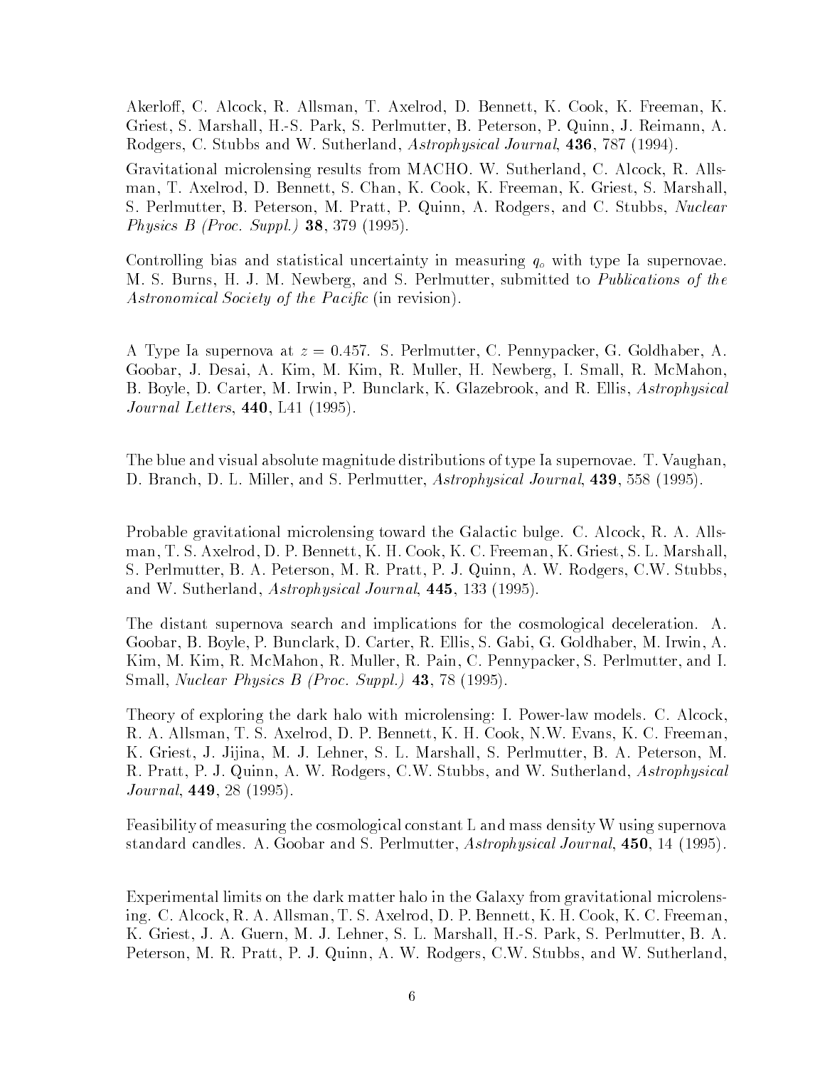Akerloff, C. Alcock, R. Allsman, T. Axelrod, D. Bennett, K. Cook, K. Freeman, K. Griest, S. Marshall, H.-S. Park, S. Perlmutter, B. Peterson, P. Quinn, J. Reimann, A. Rodgers, C. Stubbs and W. Sutherland, *Astrophysical Journal*, **436**, 787 (1994).

Gravitational microlensing results from MACHO. W. Sutherland, C. Alcock, R. Allsman, T. Axelrod, D. Bennett, S. Chan, K. Cook, K. Freeman, K. Griest, S. Marshall, S. Perlmutter, B. Peterson, M. Pratt, P. Quinn, A. Rodgers, and C. Stubbs, *Nuclear Physics B (Proc. Suppl.)* **38**, 379 (1995).

Controlling bias and statistical uncertainty in measuring $q_o$ with type Ia supernovae. M. S. Burns, H. J. M. Newberg, and S. Perlmutter, submitted to *Publications of the Astronomical Society of the Pacific* (in revision).

A Type Ia supernova at $z = 0.457$. S. Perlmutter, C. Pennypacker, G. Goldhaber, A. Goobar, J. Desai, A. Kim, M. Kim, R. Muller, H. Newberg, I. Small, R. McMahon, B. Boyle, D. Carter, M. Irwin, P. Bunclark, K. Glazebrook, and R. Ellis, *Astrophysical Journal Letters*, **440**, L41 (1995).

The blue and visual absolute magnitude distributions of type Ia supernovae. T. Vaughan, D. Branch, D. L. Miller, and S. Perlmutter, *Astrophysical Journal*, **439**, 558 (1995).

Probable gravitational microlensing toward the Galactic bulge. C. Alcock, R. A. Allsman, T. S. Axelrod, D. P. Bennett, K. H. Cook, K. C. Freeman, K. Griest, S. L. Marshall, S. Perlmutter, B. A. Peterson, M. R. Pratt, P. J. Quinn, A. W. Rodgers, C.W. Stubbs, and W. Sutherland, *Astrophysical Journal*, **445**, 133 (1995).

The distant supernova search and implications for the cosmological deceleration. A. Goobar, B. Boyle, P. Bunclark, D. Carter, R. Ellis, S. Gabi, G. Goldhaber, M. Irwin, A. Kim, M. Kim, R. McMahon, R. Muller, R. Pain, C. Pennypacker, S. Perlmutter, and I. Small, *Nuclear Physics B (Proc. Suppl.)* **43**, 78 (1995).

Theory of exploring the dark halo with microlensing: I. Power-law models. C. Alcock, R. A. Allsman, T. S. Axelrod, D. P. Bennett, K. H. Cook, N.W. Evans, K. C. Freeman, K. Griest, J. Jijina, M. J. Lehner, S. L. Marshall, S. Perlmutter, B. A. Peterson, M. R. Pratt, P. J. Quinn, A. W. Rodgers, C.W. Stubbs, and W. Sutherland, *Astrophysical Journal*, **449**, 28 (1995).

Feasibility of measuring the cosmological constant L and mass density W using supernova standard candles. A. Goobar and S. Perlmutter, *Astrophysical Journal*, **450**, 14 (1995).

Experimental limits on the dark matter halo in the Galaxy from gravitational microlensing. C. Alcock, R. A. Allsman, T. S. Axelrod, D. P. Bennett, K. H. Cook, K. C. Freeman, K. Griest, J. A. Guern, M. J. Lehner, S. L. Marshall, H.-S. Park, S. Perlmutter, B. A. Peterson, M. R. Pratt, P. J. Quinn, A. W. Rodgers, C.W. Stubbs, and W. Sutherland,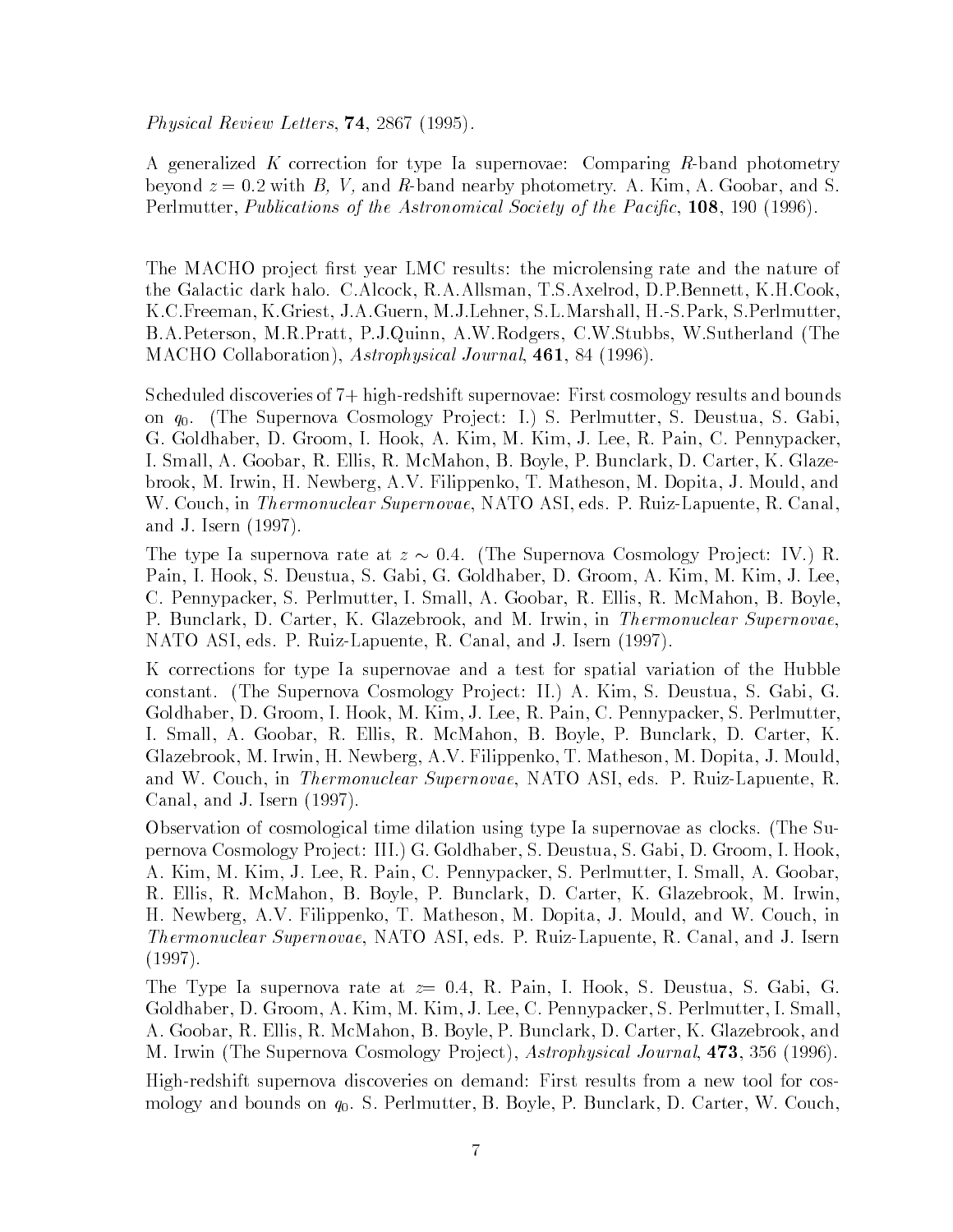*Physical Review Letters*, **74**, 2867 (1995).

A generalized $K$ correction for type Ia supernovae: Comparing $R$-band photometry beyond $z = 0.2$ with $B$, $V$, and $R$-band nearby photometry. A. Kim, A. Goobar, and S. Perlmutter, *Publications of the Astronomical Society of the Pacific*, **108**, 190 (1996).

The MACHO project first year LMC results: the microlensing rate and the nature of the Galactic dark halo. C.Alcock, R.A.Allsman, T.S.Axelrod, D.P.Bennett, K.H.Cook, K.C.Freeman, K.Griest, J.A.Guern, M.J.Lehner, S.L.Marshall, H.-S.Park, S.Perlmutter, B.A.Peterson, M.R.Pratt, P.J.Quinn, A.W.Rodgers, C.W.Stubbs, W.Sutherland (The MACHO Collaboration), *Astrophysical Journal*, **461**, 84 (1996).

Scheduled discoveries of 7+ high-redshift supernovae: First cosmology results and bounds on $q_0$. (The Supernova Cosmology Project: I.) S. Perlmutter, S. Deustua, S. Gabi, G. Goldhaber, D. Groom, I. Hook, A. Kim, M. Kim, J. Lee, R. Pain, C. Pennypacker, I. Small, A. Goobar, R. Ellis, R. McMahon, B. Boyle, P. Bunclark, D. Carter, K. Glazebrook, M. Irwin, H. Newberg, A.V. Filippenko, T. Matheson, M. Dopita, J. Mould, and W. Couch, in *Thermonuclear Supernovae*, NATO ASI, eds. P. Ruiz-Lapuente, R. Canal, and J. Isern (1997).

The type Ia supernova rate at $z \sim 0.4$. (The Supernova Cosmology Project: IV.) R. Pain, I. Hook, S. Deustua, S. Gabi, G. Goldhaber, D. Groom, A. Kim, M. Kim, J. Lee, C. Pennypacker, S. Perlmutter, I. Small, A. Goobar, R. Ellis, R. McMahon, B. Boyle, P. Bunclark, D. Carter, K. Glazebrook, and M. Irwin, in *Thermonuclear Supernovae*, NATO ASI, eds. P. Ruiz-Lapuente, R. Canal, and J. Isern (1997).

K corrections for type Ia supernovae and a test for spatial variation of the Hubble constant. (The Supernova Cosmology Project: II.) A. Kim, S. Deustua, S. Gabi, G. Goldhaber, D. Groom, I. Hook, M. Kim, J. Lee, R. Pain, C. Pennypacker, S. Perlmutter, I. Small, A. Goobar, R. Ellis, R. McMahon, B. Boyle, P. Bunclark, D. Carter, K. Glazebrook, M. Irwin, H. Newberg, A.V. Filippenko, T. Matheson, M. Dopita, J. Mould, and W. Couch, in *Thermonuclear Supernovae*, NATO ASI, eds. P. Ruiz-Lapuente, R. Canal, and J. Isern (1997).

Observation of cosmological time dilation using type Ia supernovae as clocks. (The Supernova Cosmology Project: III.) G. Goldhaber, S. Deustua, S. Gabi, D. Groom, I. Hook, A. Kim, M. Kim, J. Lee, R. Pain, C. Pennypacker, S. Perlmutter, I. Small, A. Goobar, R. Ellis, R. McMahon, B. Boyle, P. Bunclark, D. Carter, K. Glazebrook, M. Irwin, H. Newberg, A.V. Filippenko, T. Matheson, M. Dopita, J. Mould, and W. Couch, in *Thermonuclear Supernovae*, NATO ASI, eds. P. Ruiz-Lapuente, R. Canal, and J. Isern (1997).

The Type Ia supernova rate at $z = 0.4$, R. Pain, I. Hook, S. Deustua, S. Gabi, G. Goldhaber, D. Groom, A. Kim, M. Kim, J. Lee, C. Pennypacker, S. Perlmutter, I. Small, A. Goobar, R. Ellis, R. McMahon, B. Boyle, P. Bunclark, D. Carter, K. Glazebrook, and M. Irwin (The Supernova Cosmology Project), *Astrophysical Journal*, **473**, 356 (1996).

High-redshift supernova discoveries on demand: First results from a new tool for cosmology and bounds on $q_0$. S. Perlmutter, B. Boyle, P. Bunclark, D. Carter, W. Couch,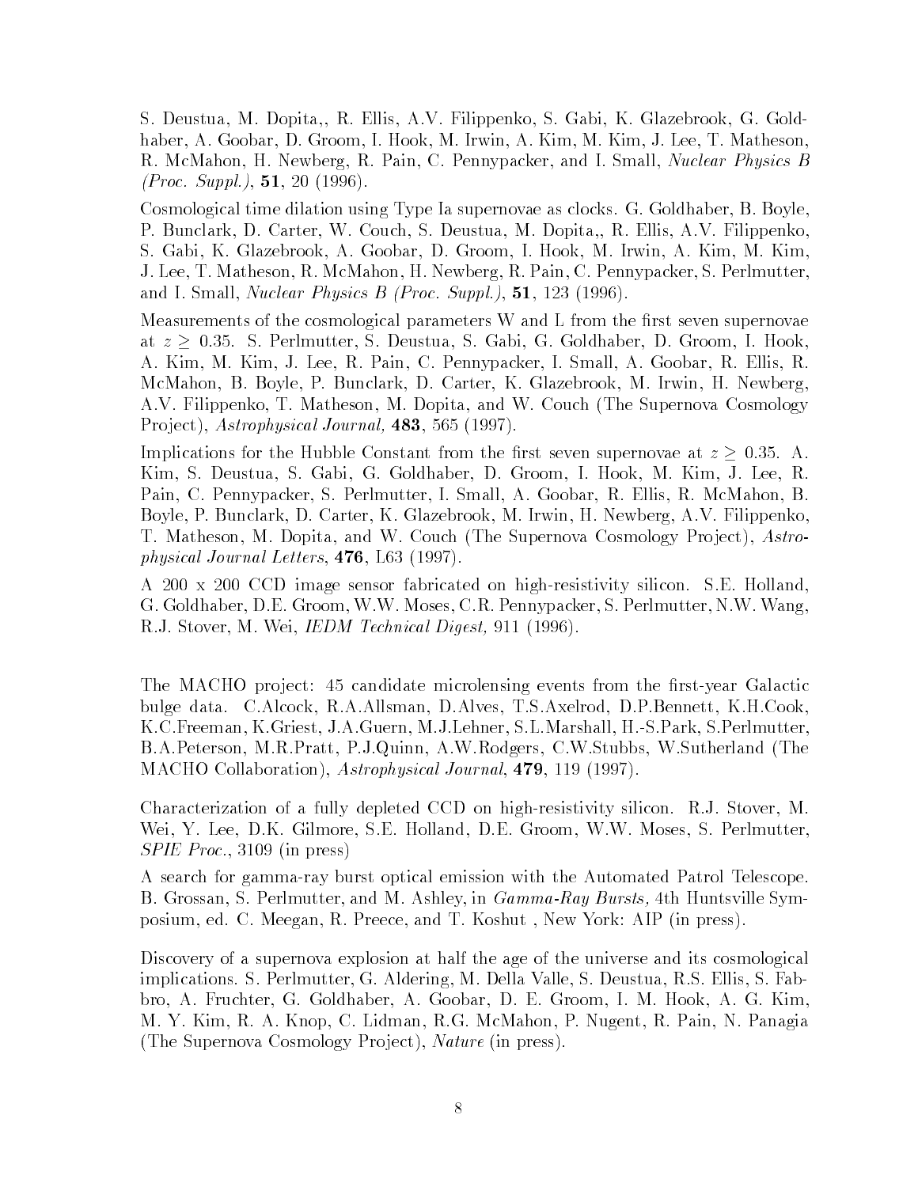S. Deustua, M. Dopita,, R. Ellis, A.V. Filippenko, S. Gabi, K. Glazebrook, G. Goldhaber, A. Goobar, D. Groom, I. Hook, M. Irwin, A. Kim, M. Kim, J. Lee, T. Matheson, R. McMahon, H. Newberg, R. Pain, C. Pennypacker, and I. Small, *Nuclear Physics B (Proc. Suppl.)*, **51**, 20 (1996).

Cosmological time dilation using Type Ia supernovae as clocks. G. Goldhaber, B. Boyle, P. Bunclark, D. Carter, W. Couch, S. Deustua, M. Dopita,, R. Ellis, A.V. Filippenko, S. Gabi, K. Glazebrook, A. Goobar, D. Groom, I. Hook, M. Irwin, A. Kim, M. Kim, J. Lee, T. Matheson, R. McMahon, H. Newberg, R. Pain, C. Pennypacker, S. Perlmutter, and I. Small, *Nuclear Physics B (Proc. Suppl.)*, **51**, 123 (1996).

Measurements of the cosmological parameters W and L from the first seven supernovae at $z \geq 0.35$. S. Perlmutter, S. Deustua, S. Gabi, G. Goldhaber, D. Groom, I. Hook, A. Kim, M. Kim, J. Lee, R. Pain, C. Pennypacker, I. Small, A. Goobar, R. Ellis, R. McMahon, B. Boyle, P. Bunclark, D. Carter, K. Glazebrook, M. Irwin, H. Newberg, A.V. Filippenko, T. Matheson, M. Dopita, and W. Couch (The Supernova Cosmology Project), *Astrophysical Journal,* **483**, 565 (1997).

Implications for the Hubble Constant from the first seven supernovae at $z \geq 0.35$. A. Kim, S. Deustua, S. Gabi, G. Goldhaber, D. Groom, I. Hook, M. Kim, J. Lee, R. Pain, C. Pennypacker, S. Perlmutter, I. Small, A. Goobar, R. Ellis, R. McMahon, B. Boyle, P. Bunclark, D. Carter, K. Glazebrook, M. Irwin, H. Newberg, A.V. Filippenko, T. Matheson, M. Dopita, and W. Couch (The Supernova Cosmology Project), *Astrophysical Journal Letters*, **476**, L63 (1997).

A 200 x 200 CCD image sensor fabricated on high-resistivity silicon. S.E. Holland, G. Goldhaber, D.E. Groom, W.W. Moses, C.R. Pennypacker, S. Perlmutter, N.W. Wang, R.J. Stover, M. Wei, *IEDM Technical Digest,* 911 (1996).

The MACHO project: 45 candidate microlensing events from the first-year Galactic bulge data. C.Alcock, R.A.Allsman, D.Alves, T.S.Axelrod, D.P.Bennett, K.H.Cook, K.C.Freeman, K.Griest, J.A.Guern, M.J.Lehner, S.L.Marshall, H.-S.Park, S.Perlmutter, B.A.Peterson, M.R.Pratt, P.J.Quinn, A.W.Rodgers, C.W.Stubbs, W.Sutherland (The MACHO Collaboration), *Astrophysical Journal*, **479**, 119 (1997).

Characterization of a fully depleted CCD on high-resistivity silicon. R.J. Stover, M. Wei, Y. Lee, D.K. Gilmore, S.E. Holland, D.E. Groom, W.W. Moses, S. Perlmutter, *SPIE Proc.*, 3109 (in press)

A search for gamma-ray burst optical emission with the Automated Patrol Telescope. B. Grossan, S. Perlmutter, and M. Ashley, in *Gamma-Ray Bursts,* 4th Huntsville Symposium, ed. C. Meegan, R. Preece, and T. Koshut , New York: AIP (in press).

Discovery of a supernova explosion at half the age of the universe and its cosmological implications. S. Perlmutter, G. Aldering, M. Della Valle, S. Deustua, R.S. Ellis, S. Fabbro, A. Fruchter, G. Goldhaber, A. Goobar, D. E. Groom, I. M. Hook, A. G. Kim, M. Y. Kim, R. A. Knop, C. Lidman, R.G. McMahon, P. Nugent, R. Pain, N. Panagia (The Supernova Cosmology Project), *Nature* (in press).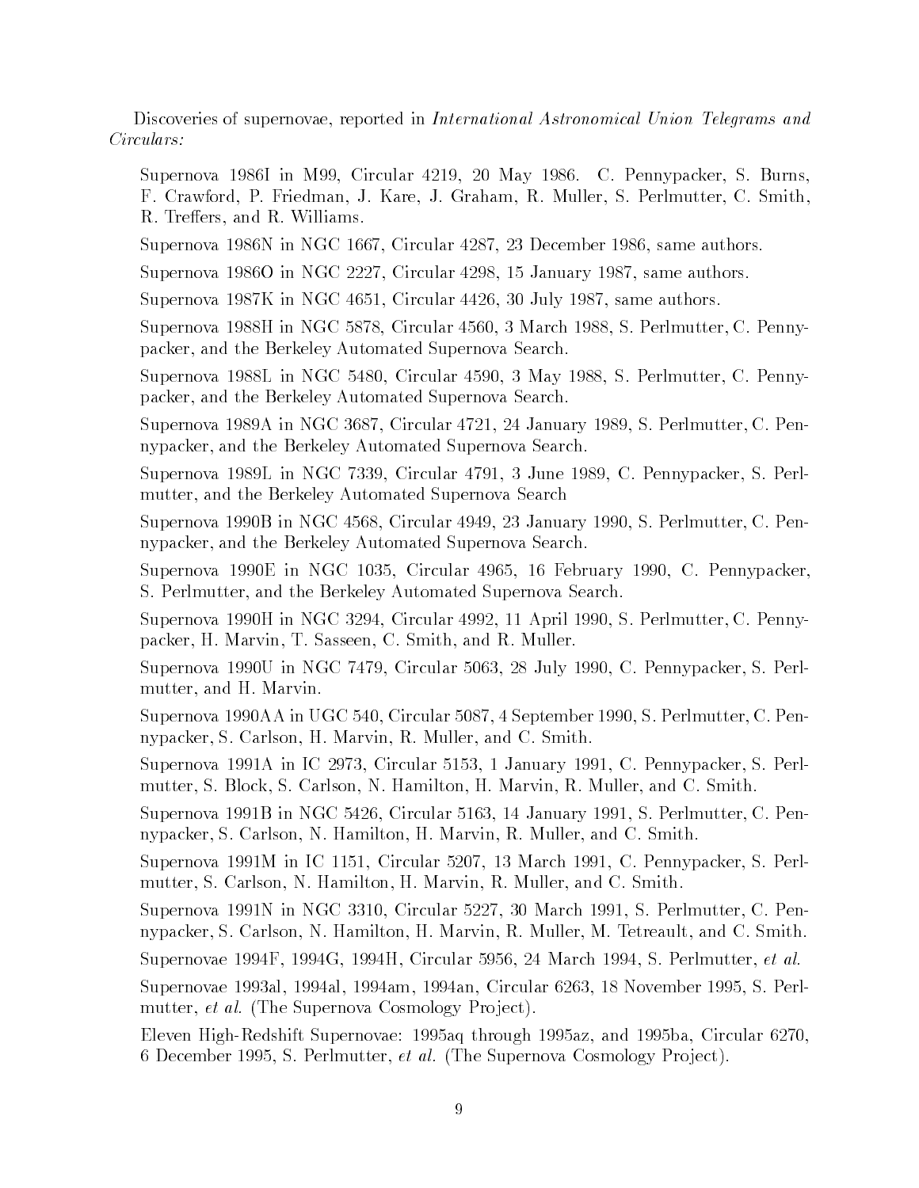Discoveries of supernovae, reported in *International Astronomical Union Telegrams and Circulars:*

Supernova 1986I in M99, Circular 4219, 20 May 1986. C. Pennypacker, S. Burns, F. Crawford, P. Friedman, J. Kare, J. Graham, R. Muller, S. Perlmutter, C. Smith, R. Treffers, and R. Williams.

Supernova 1986N in NGC 1667, Circular 4287, 23 December 1986, same authors.

Supernova 1986O in NGC 2227, Circular 4298, 15 January 1987, same authors.

Supernova 1987K in NGC 4651, Circular 4426, 30 July 1987, same authors.

Supernova 1988H in NGC 5878, Circular 4560, 3 March 1988, S. Perlmutter, C. Pennypacker, and the Berkeley Automated Supernova Search.

Supernova 1988L in NGC 5480, Circular 4590, 3 May 1988, S. Perlmutter, C. Pennypacker, and the Berkeley Automated Supernova Search.

Supernova 1989A in NGC 3687, Circular 4721, 24 January 1989, S. Perlmutter, C. Pennypacker, and the Berkeley Automated Supernova Search.

Supernova 1989L in NGC 7339, Circular 4791, 3 June 1989, C. Pennypacker, S. Perlmutter, and the Berkeley Automated Supernova Search

Supernova 1990B in NGC 4568, Circular 4949, 23 January 1990, S. Perlmutter, C. Pennypacker, and the Berkeley Automated Supernova Search.

Supernova 1990E in NGC 1035, Circular 4965, 16 February 1990, C. Pennypacker, S. Perlmutter, and the Berkeley Automated Supernova Search.

Supernova 1990H in NGC 3294, Circular 4992, 11 April 1990, S. Perlmutter, C. Pennypacker, H. Marvin, T. Sasseen, C. Smith, and R. Muller.

Supernova 1990U in NGC 7479, Circular 5063, 28 July 1990, C. Pennypacker, S. Perlmutter, and H. Marvin.

Supernova 1990AA in UGC 540, Circular 5087, 4 September 1990, S. Perlmutter, C. Pennypacker, S. Carlson, H. Marvin, R. Muller, and C. Smith.

Supernova 1991A in IC 2973, Circular 5153, 1 January 1991, C. Pennypacker, S. Perlmutter, S. Block, S. Carlson, N. Hamilton, H. Marvin, R. Muller, and C. Smith.

Supernova 1991B in NGC 5426, Circular 5163, 14 January 1991, S. Perlmutter, C. Pennypacker, S. Carlson, N. Hamilton, H. Marvin, R. Muller, and C. Smith.

Supernova 1991M in IC 1151, Circular 5207, 13 March 1991, C. Pennypacker, S. Perlmutter, S. Carlson, N. Hamilton, H. Marvin, R. Muller, and C. Smith.

Supernova 1991N in NGC 3310, Circular 5227, 30 March 1991, S. Perlmutter, C. Pennypacker, S. Carlson, N. Hamilton, H. Marvin, R. Muller, M. Tetreault, and C. Smith.

Supernovae 1994F, 1994G, 1994H, Circular 5956, 24 March 1994, S. Perlmutter, *et al.*

Supernovae 1993al, 1994al, 1994am, 1994an, Circular 6263, 18 November 1995, S. Perlmutter, *et al.* (The Supernova Cosmology Project).

Eleven High-Redshift Supernovae: 1995aq through 1995az, and 1995ba, Circular 6270, 6 December 1995, S. Perlmutter, *et al.* (The Supernova Cosmology Project).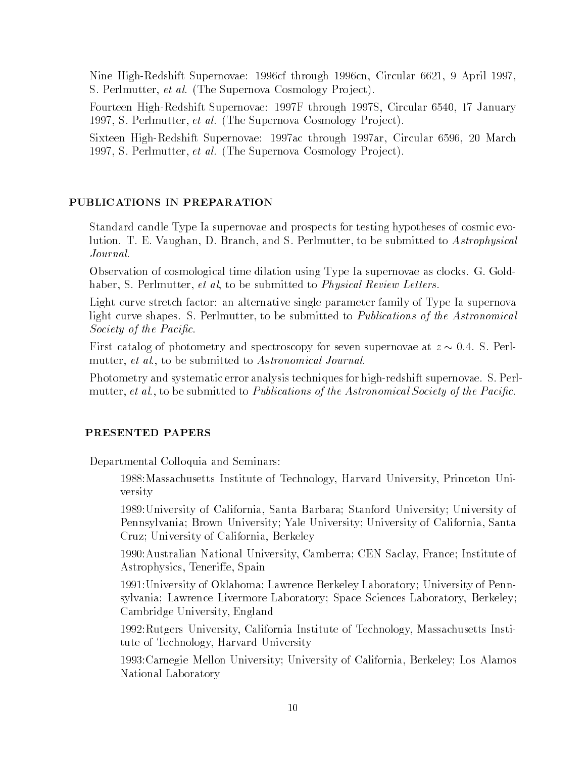Nine High-Redshift Supernovae: 1996cf through 1996cn, Circular 6621, 9 April 1997, S. Perlmutter, *et al.* (The Supernova Cosmology Project).

Fourteen High-Redshift Supernovae: 1997F through 1997S, Circular 6540, 17 January 1997, S. Perlmutter, *et al.* (The Supernova Cosmology Project).

Sixteen High-Redshift Supernovae: 1997ac through 1997ar, Circular 6596, 20 March 1997, S. Perlmutter, *et al.* (The Supernova Cosmology Project).

## PUBLICATIONS IN PREPARATION

Standard candle Type Ia supernovae and prospects for testing hypotheses of cosmic evolution. T. E. Vaughan, D. Branch, and S. Perlmutter, to be submitted to *Astrophysical Journal*.

Observation of cosmological time dilation using Type Ia supernovae as clocks. G. Goldhaber, S. Perlmutter, *et al*, to be submitted to *Physical Review Letters*.

Light curve stretch factor: an alternative single parameter family of Type Ia supernova light curve shapes. S. Perlmutter, to be submitted to *Publications of the Astronomical Society of the Pacific*.

First catalog of photometry and spectroscopy for seven supernovae at $z \sim 0.4$. S. Perlmutter, *et al.*, to be submitted to *Astronomical Journal*.

Photometry and systematic error analysis techniques for high-redshift supernovae. S. Perlmutter, *et al.*, to be submitted to *Publications of the Astronomical Society of the Pacific*.

## PRESENTED PAPERS

Departmental Colloquia and Seminars:

1988:Massachusetts Institute of Technology, Harvard University, Princeton University

1989:University of California, Santa Barbara; Stanford University; University of Pennsylvania; Brown University; Yale University; University of California, Santa Cruz; University of California, Berkeley

1990:Australian National University, Camberra; CEN Saclay, France; Institute of Astrophysics, Teneriffe, Spain

1991:University of Oklahoma; Lawrence Berkeley Laboratory; University of Pennsylvania; Lawrence Livermore Laboratory; Space Sciences Laboratory, Berkeley; Cambridge University, England

1992:Rutgers University, California Institute of Technology, Massachusetts Institute of Technology, Harvard University

1993:Carnegie Mellon University; University of California, Berkeley; Los Alamos National Laboratory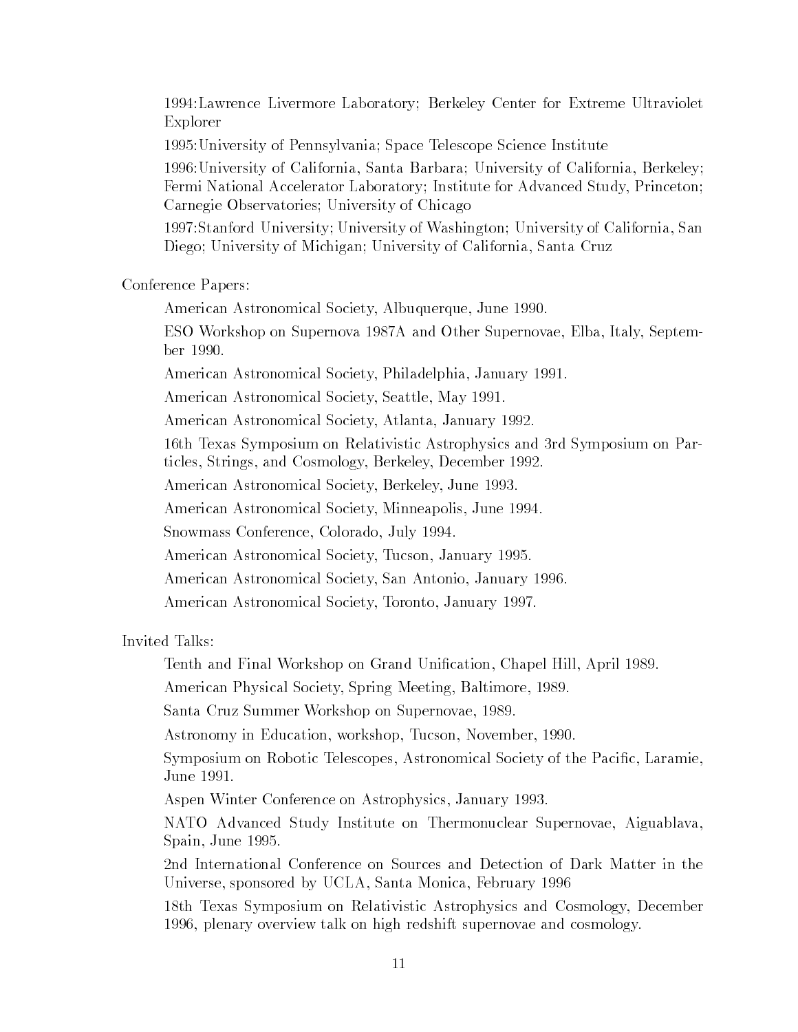1994:Lawrence Livermore Laboratory; Berkeley Center for Extreme Ultraviolet Explorer

1995:University of Pennsylvania; Space Telescope Science Institute

1996:University of California, Santa Barbara; University of California, Berkeley; Fermi National Accelerator Laboratory; Institute for Advanced Study, Princeton; Carnegie Observatories; University of Chicago

1997:Stanford University; University of Washington; University of California, San Diego; University of Michigan; University of California, Santa Cruz

Conference Papers:

American Astronomical Society, Albuquerque, June 1990.

ESO Workshop on Supernova 1987A and Other Supernovae, Elba, Italy, September 1990.

American Astronomical Society, Philadelphia, January 1991.

American Astronomical Society, Seattle, May 1991.

American Astronomical Society, Atlanta, January 1992.

16th Texas Symposium on Relativistic Astrophysics and 3rd Symposium on Particles, Strings, and Cosmology, Berkeley, December 1992.

American Astronomical Society, Berkeley, June 1993.

American Astronomical Society, Minneapolis, June 1994.

Snowmass Conference, Colorado, July 1994.

American Astronomical Society, Tucson, January 1995.

American Astronomical Society, San Antonio, January 1996.

American Astronomical Society, Toronto, January 1997.

Invited Talks:

Tenth and Final Workshop on Grand Unification, Chapel Hill, April 1989.

American Physical Society, Spring Meeting, Baltimore, 1989.

Santa Cruz Summer Workshop on Supernovae, 1989.

Astronomy in Education, workshop, Tucson, November, 1990.

Symposium on Robotic Telescopes, Astronomical Society of the Pacific, Laramie, June 1991.

Aspen Winter Conference on Astrophysics, January 1993.

NATO Advanced Study Institute on Thermonuclear Supernovae, Aiguablava, Spain, June 1995.

2nd International Conference on Sources and Detection of Dark Matter in the Universe, sponsored by UCLA, Santa Monica, February 1996

18th Texas Symposium on Relativistic Astrophysics and Cosmology, December 1996, plenary overview talk on high redshift supernovae and cosmology.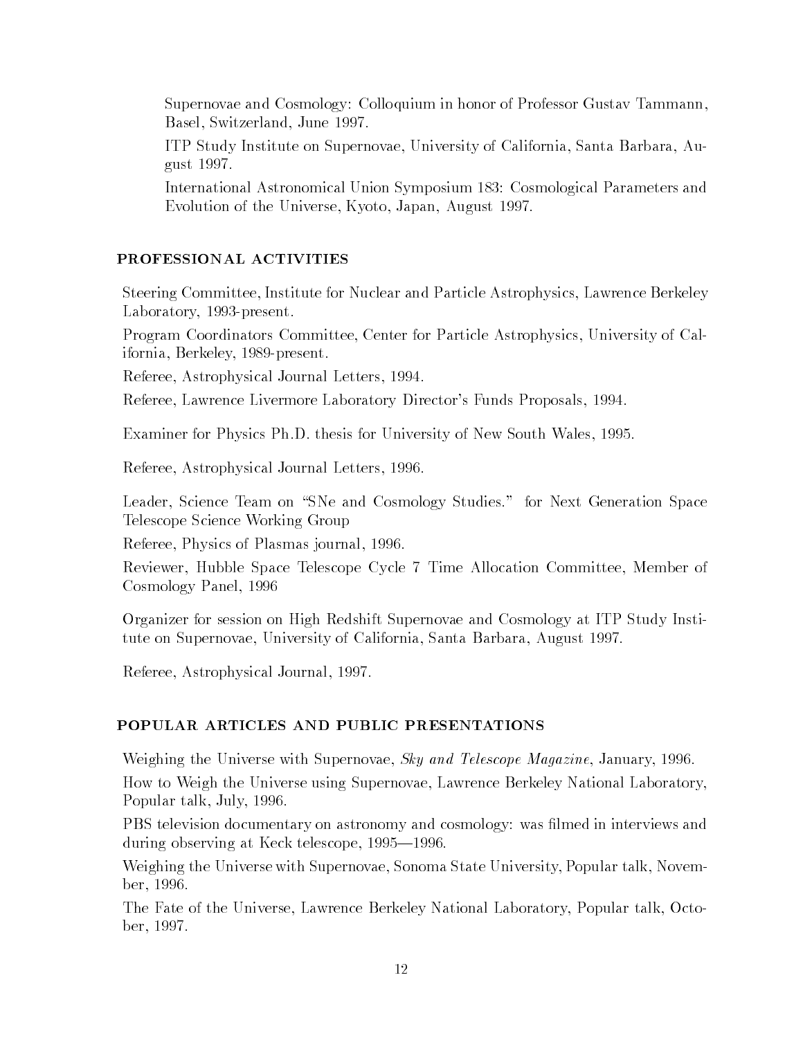Supernovae and Cosmology: Colloquium in honor of Professor Gustav Tammann, Basel, Switzerland, June 1997.

ITP Study Institute on Supernovae, University of California, Santa Barbara, August 1997.

International Astronomical Union Symposium 183: Cosmological Parameters and Evolution of the Universe, Kyoto, Japan, August 1997.

## PROFESSIONAL ACTIVITIES

Steering Committee, Institute for Nuclear and Particle Astrophysics, Lawrence Berkeley Laboratory, 1993-present.

Program Coordinators Committee, Center for Particle Astrophysics, University of California, Berkeley, 1989-present.

Referee, Astrophysical Journal Letters, 1994.

Referee, Lawrence Livermore Laboratory Director's Funds Proposals, 1994.

Examiner for Physics Ph.D. thesis for University of New South Wales, 1995.

Referee, Astrophysical Journal Letters, 1996.

Leader, Science Team on "SNe and Cosmology Studies." for Next Generation Space Telescope Science Working Group

Referee, Physics of Plasmas journal, 1996.

Reviewer, Hubble Space Telescope Cycle 7 Time Allocation Committee, Member of Cosmology Panel, 1996

Organizer for session on High Redshift Supernovae and Cosmology at ITP Study Institute on Supernovae, University of California, Santa Barbara, August 1997.

Referee, Astrophysical Journal, 1997.

## POPULAR ARTICLES AND PUBLIC PRESENTATIONS

Weighing the Universe with Supernovae, *Sky and Telescope Magazine*, January, 1996.

How to Weigh the Universe using Supernovae, Lawrence Berkeley National Laboratory, Popular talk, July, 1996.

PBS television documentary on astronomy and cosmology: was filmed in interviews and during observing at Keck telescope, 1995—1996.

Weighing the Universe with Supernovae, Sonoma State University, Popular talk, November, 1996.

The Fate of the Universe, Lawrence Berkeley National Laboratory, Popular talk, October, 1997.